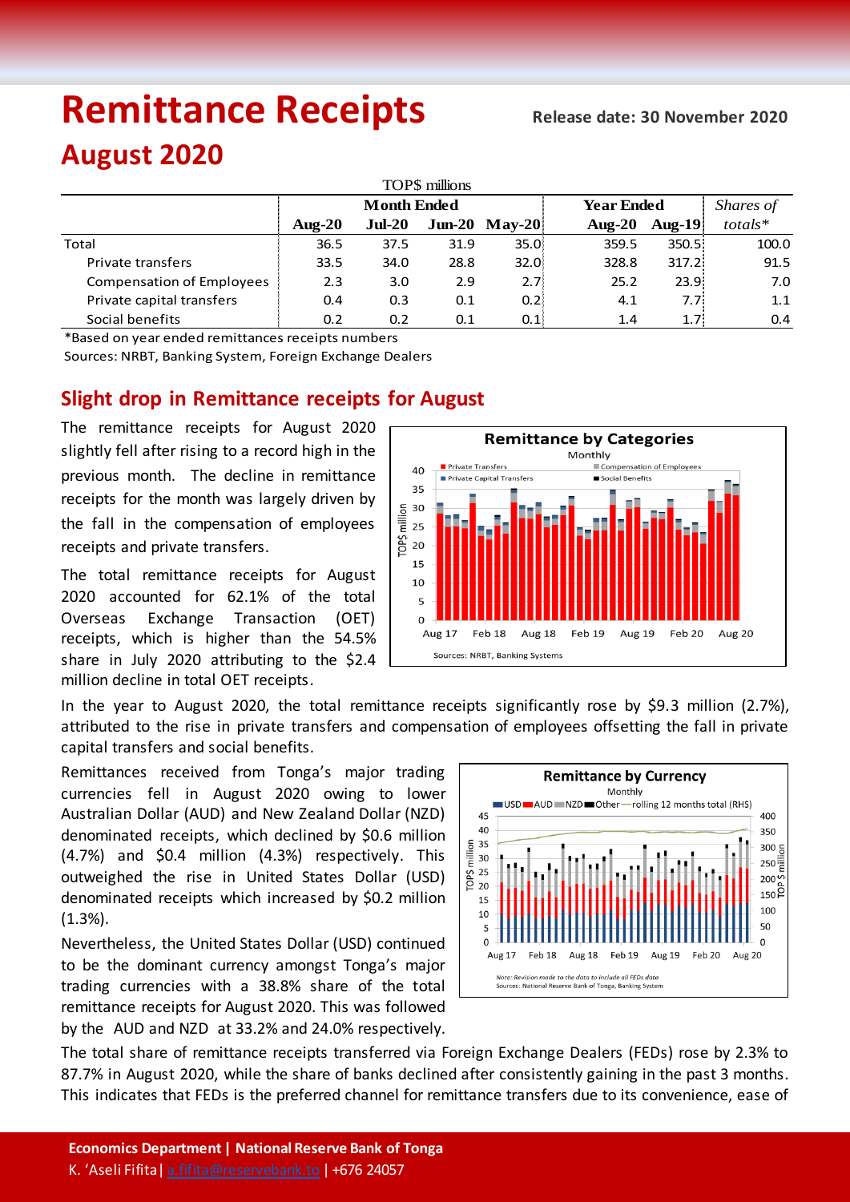# Remittance Receipts

**Release date: 30 November 2020**

## August 2020

TOP$ millions

| | Month Ended | | | | Year Ended | | *Shares of* |
|---|---|---|---|---|---|---|---|
| | **Aug-20** | **Jul-20** | **Jun-20** | **May-20** | **Aug-20** | **Aug-19** | *totals** |
| Total | 36.5 | 37.5 | 31.9 | 35.0 | 359.5 | 350.5 | 100.0 |
| Private transfers | 33.5 | 34.0 | 28.8 | 32.0 | 328.8 | 317.2 | 91.5 |
| Compensation of Employees | 2.3 | 3.0 | 2.9 | 2.7 | 25.2 | 23.9 | 7.0 |
| Private capital transfers | 0.4 | 0.3 | 0.1 | 0.2 | 4.1 | 7.7 | 1.1 |
| Social benefits | 0.2 | 0.2 | 0.1 | 0.1 | 1.4 | 1.7 | 0.4 |

*Based on year ended remittances receipts numbers

Sources: NRBT, Banking System, Foreign Exchange Dealers

## Slight drop in Remittance receipts for August

The remittance receipts for August 2020 slightly fell after rising to a record high in the previous month. The decline in remittance receipts for the month was largely driven by the fall in the compensation of employees receipts and private transfers.

The total remittance receipts for August 2020 accounted for 62.1% of the total Overseas Exchange Transaction (OET) receipts, which is higher than the 54.5% share in July 2020 attributing to the $2.4 million decline in total OET receipts.

In the year to August 2020, the total remittance receipts significantly rose by $9.3 million (2.7%), attributed to the rise in private transfers and compensation of employees offsetting the fall in private capital transfers and social benefits.

Remittances received from Tonga's major trading currencies fell in August 2020 owing to lower Australian Dollar (AUD) and New Zealand Dollar (NZD) denominated receipts, which declined by $0.6 million (4.7%) and $0.4 million (4.3%) respectively. This outweighed the rise in United States Dollar (USD) denominated receipts which increased by $0.2 million (1.3%).

Nevertheless, the United States Dollar (USD) continued to be the dominant currency amongst Tonga's major trading currencies with a 38.8% share of the total remittance receipts for August 2020. This was followed by the AUD and NZD at 33.2% and 24.0% respectively.

The total share of remittance receipts transferred via Foreign Exchange Dealers (FEDs) rose by 2.3% to 87.7% in August 2020, while the share of banks declined after consistently gaining in the past 3 months. This indicates that FEDs is the preferred channel for remittance transfers due to its convenience, ease of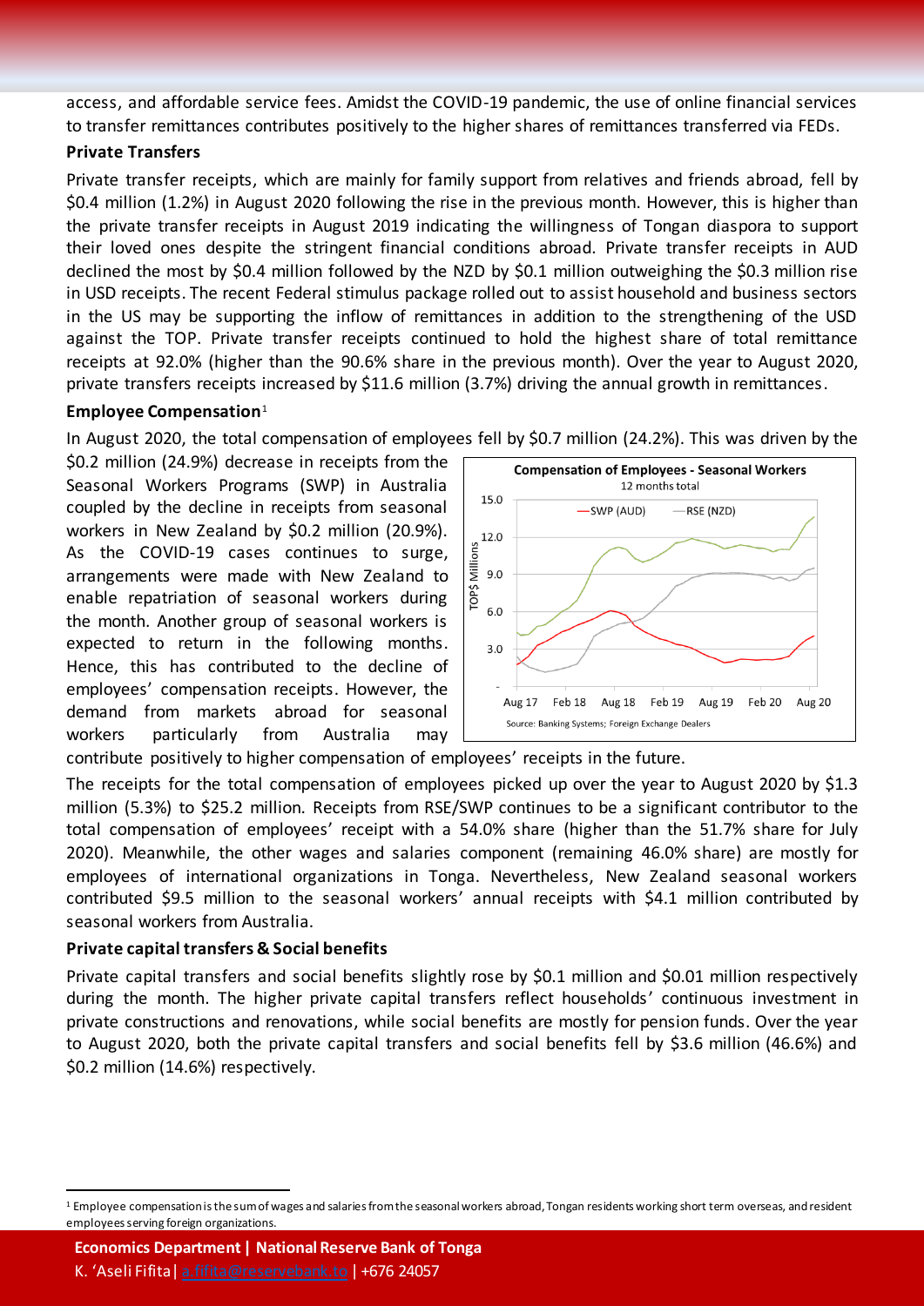access, and affordable service fees. Amidst the COVID-19 pandemic, the use of online financial services to transfer remittances contributes positively to the higher shares of remittances transferred via FEDs.

**Private Transfers**

Private transfer receipts, which are mainly for family support from relatives and friends abroad, fell by \$0.4 million (1.2%) in August 2020 following the rise in the previous month. However, this is higher than the private transfer receipts in August 2019 indicating the willingness of Tongan diaspora to support their loved ones despite the stringent financial conditions abroad. Private transfer receipts in AUD declined the most by \$0.4 million followed by the NZD by \$0.1 million outweighing the \$0.3 million rise in USD receipts. The recent Federal stimulus package rolled out to assist household and business sectors in the US may be supporting the inflow of remittances in addition to the strengthening of the USD against the TOP. Private transfer receipts continued to hold the highest share of total remittance receipts at 92.0% (higher than the 90.6% share in the previous month). Over the year to August 2020, private transfers receipts increased by \$11.6 million (3.7%) driving the annual growth in remittances.

**Employee Compensation**[1]

In August 2020, the total compensation of employees fell by \$0.7 million (24.2%). This was driven by the \$0.2 million (24.9%) decrease in receipts from the Seasonal Workers Programs (SWP) in Australia coupled by the decline in receipts from seasonal workers in New Zealand by \$0.2 million (20.9%). As the COVID-19 cases continues to surge, arrangements were made with New Zealand to enable repatriation of seasonal workers during the month. Another group of seasonal workers is expected to return in the following months. Hence, this has contributed to the decline of employees' compensation receipts. However, the demand from markets abroad for seasonal workers particularly from Australia may contribute positively to higher compensation of employees' receipts in the future.

**Compensation of Employees - Seasonal Workers**
12 months total

Source: Banking Systems; Foreign Exchange Dealers

The receipts for the total compensation of employees picked up over the year to August 2020 by \$1.3 million (5.3%) to \$25.2 million. Receipts from RSE/SWP continues to be a significant contributor to the total compensation of employees' receipt with a 54.0% share (higher than the 51.7% share for July 2020). Meanwhile, the other wages and salaries component (remaining 46.0% share) are mostly for employees of international organizations in Tonga. Nevertheless, New Zealand seasonal workers contributed \$9.5 million to the seasonal workers' annual receipts with \$4.1 million contributed by seasonal workers from Australia.

**Private capital transfers & Social benefits**

Private capital transfers and social benefits slightly rose by \$0.1 million and \$0.01 million respectively during the month. The higher private capital transfers reflect households' continuous investment in private constructions and renovations, while social benefits are mostly for pension funds. Over the year to August 2020, both the private capital transfers and social benefits fell by \$3.6 million (46.6%) and \$0.2 million (14.6%) respectively.

[1] Employee compensation is the sum of wages and salaries from the seasonal workers abroad, Tongan residents working short term overseas, and resident employees serving foreign organizations.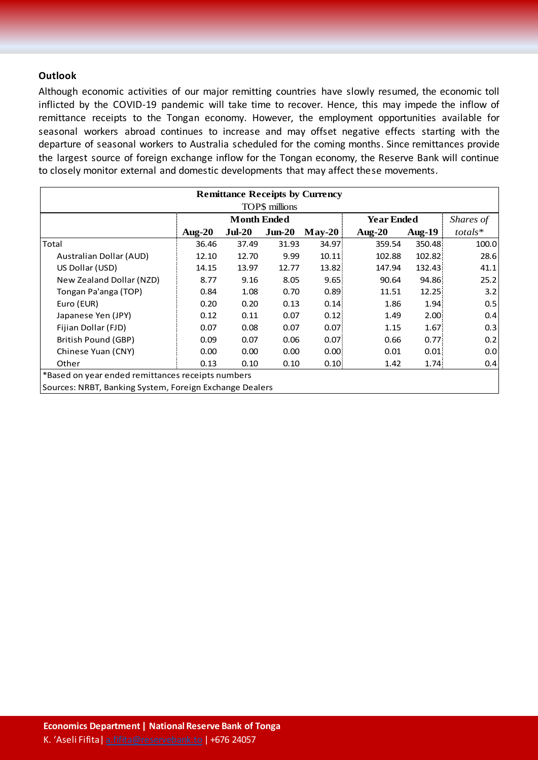## Outlook

Although economic activities of our major remitting countries have slowly resumed, the economic toll inflicted by the COVID-19 pandemic will take time to recover. Hence, this may impede the inflow of remittance receipts to the Tongan economy. However, the employment opportunities available for seasonal workers abroad continues to increase and may offset negative effects starting with the departure of seasonal workers to Australia scheduled for the coming months. Since remittances provide the largest source of foreign exchange inflow for the Tongan economy, the Reserve Bank will continue to closely monitor external and domestic developments that may affect these movements.

**Remittance Receipts by Currency**

TOP$ millions

| | Month Ended | | | | Year Ended | | *Shares of* |
|---|---|---|---|---|---|---|---|
| | **Aug-20** | **Jul-20** | **Jun-20** | **May-20** | **Aug-20** | **Aug-19** | *totals** |
| Total | 36.46 | 37.49 | 31.93 | 34.97 | 359.54 | 350.48 | 100.0 |
| Australian Dollar (AUD) | 12.10 | 12.70 | 9.99 | 10.11 | 102.88 | 102.82 | 28.6 |
| US Dollar (USD) | 14.15 | 13.97 | 12.77 | 13.82 | 147.94 | 132.43 | 41.1 |
| New Zealand Dollar (NZD) | 8.77 | 9.16 | 8.05 | 9.65 | 90.64 | 94.86 | 25.2 |
| Tongan Pa'anga (TOP) | 0.84 | 1.08 | 0.70 | 0.89 | 11.51 | 12.25 | 3.2 |
| Euro (EUR) | 0.20 | 0.20 | 0.13 | 0.14 | 1.86 | 1.94 | 0.5 |
| Japanese Yen (JPY) | 0.12 | 0.11 | 0.07 | 0.12 | 1.49 | 2.00 | 0.4 |
| Fijian Dollar (FJD) | 0.07 | 0.08 | 0.07 | 0.07 | 1.15 | 1.67 | 0.3 |
| British Pound (GBP) | 0.09 | 0.07 | 0.06 | 0.07 | 0.66 | 0.77 | 0.2 |
| Chinese Yuan (CNY) | 0.00 | 0.00 | 0.00 | 0.00 | 0.01 | 0.01 | 0.0 |
| Other | 0.13 | 0.10 | 0.10 | 0.10 | 1.42 | 1.74 | 0.4 |

*Based on year ended remittances receipts numbers

Sources: NRBT, Banking System, Foreign Exchange Dealers

**Economics Department | National Reserve Bank of Tonga**

K. 'Aseli Fifita | a.fifita@reservebank.to | +676 24057